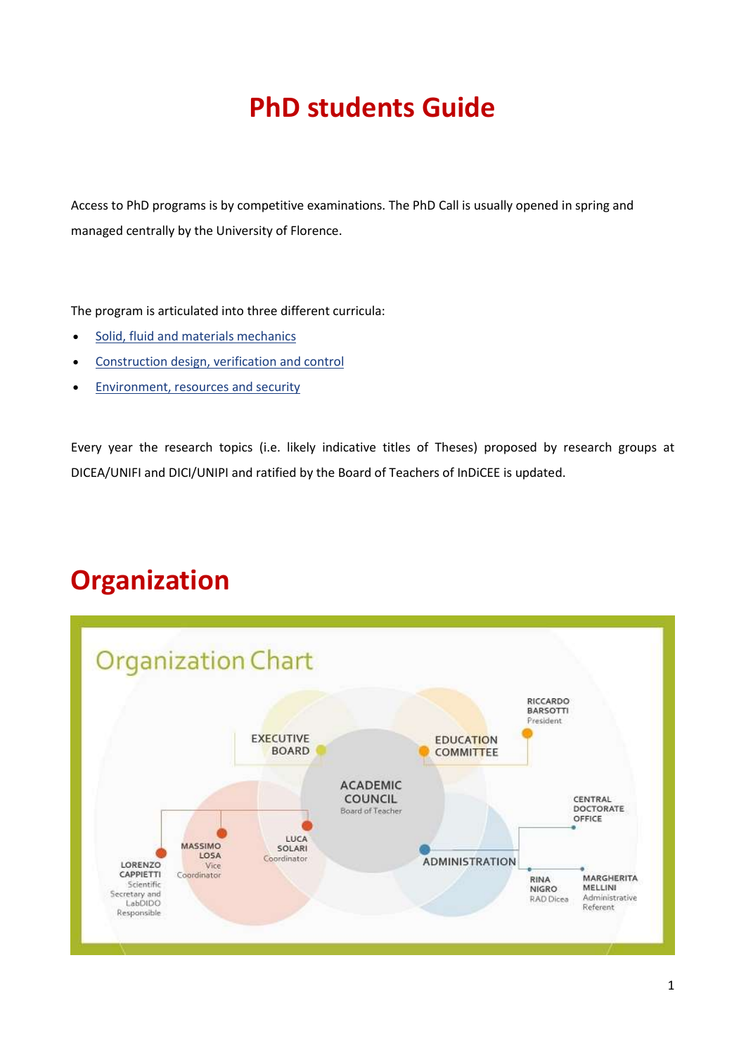# PhD students Guide

Access to PhD programs is by competitive examinations. The PhD Call is usually opened in spring and managed centrally by the University of Florence.

The program is articulated into three different curricula:

- Solid, fluid and materials mechanics
- Construction design, verification and control
- Environment, resources and security

Every year the research topics (i.e. likely indicative titles of Theses) proposed by research groups at DICEA/UNIFI and DICI/UNIPI and ratified by the Board of Teachers of InDiCEE is updated.

# Organization

Organization Chart

- EXECUTIVE BOARD
- EDUCATION COMMITTEE
  - RICCARDO BARSOTTI – President
- ACADEMIC COUNCIL – Board of Teacher
  - LUCA SOLARI – Coordinator
  - MASSIMO LOSA – Vice Coordinator
  - LORENZO CAPPIETTI – Scientific Secretary and LabDIDO Responsible
- ADMINISTRATION
  - CENTRAL DOCTORATE OFFICE
  - RINA NIGRO – RAD Dicea
  - MARGHERITA MELLINI – Administrative Referent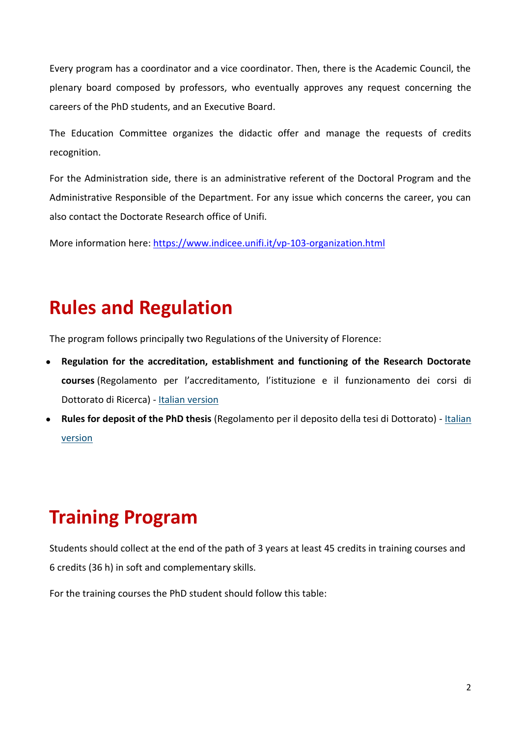Every program has a coordinator and a vice coordinator. Then, there is the Academic Council, the plenary board composed by professors, who eventually approves any request concerning the careers of the PhD students, and an Executive Board.

The Education Committee organizes the didactic offer and manage the requests of credits recognition.

For the Administration side, there is an administrative referent of the Doctoral Program and the Administrative Responsible of the Department. For any issue which concerns the career, you can also contact the Doctorate Research office of Unifi.

More information here: [https://www.indicee.unifi.it/vp-103-organization.html](https://www.indicee.unifi.it/vp-103-organization.html)

# Rules and Regulation

The program follows principally two Regulations of the University of Florence:

- **Regulation for the accreditation, establishment and functioning of the Research Doctorate courses** (Regolamento per l'accreditamento, l'istituzione e il funzionamento dei corsi di Dottorato di Ricerca) - Italian version
- **Rules for deposit of the PhD thesis** (Regolamento per il deposito della tesi di Dottorato) - Italian version

# Training Program

Students should collect at the end of the path of 3 years at least 45 credits in training courses and 6 credits (36 h) in soft and complementary skills.

For the training courses the PhD student should follow this table: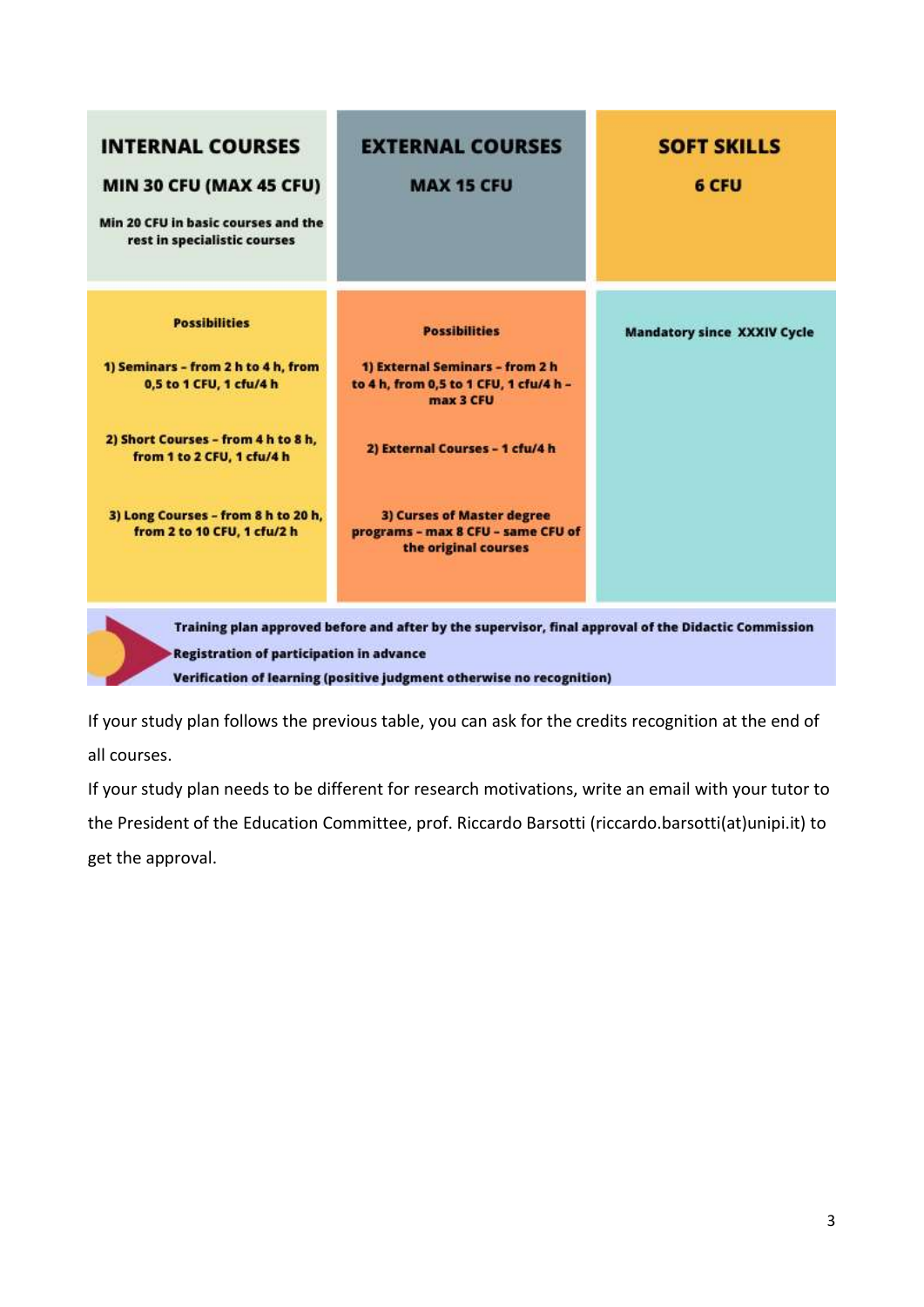| INTERNAL COURSES<br>MIN 30 CFU (MAX 45 CFU)<br>Min 20 CFU in basic courses and the rest in specialistic courses | EXTERNAL COURSES<br>MAX 15 CFU | SOFT SKILLS<br>6 CFU |
|---|---|---|
| **Possibilities**<br>1) Seminars – from 2 h to 4 h, from 0,5 to 1 CFU, 1 cfu/4 h<br>2) Short Courses – from 4 h to 8 h, from 1 to 2 CFU, 1 cfu/4 h<br>3) Long Courses – from 8 h to 20 h, from 2 to 10 CFU, 1 cfu/2 h | **Possibilities**<br>1) External Seminars – from 2 h to 4 h, from 0,5 to 1 CFU, 1 cfu/4 h – max 3 CFU<br>2) External Courses – 1 cfu/4 h<br>3) Curses of Master degree programs – max 8 CFU – same CFU of the original courses | Mandatory since XXXIV Cycle |

**Training plan approved before and after by the supervisor, final approval of the Didactic Commission**
**Registration of participation in advance**
**Verification of learning (positive judgment otherwise no recognition)**

If your study plan follows the previous table, you can ask for the credits recognition at the end of all courses.

If your study plan needs to be different for research motivations, write an email with your tutor to the President of the Education Committee, prof. Riccardo Barsotti (riccardo.barsotti(at)unipi.it) to get the approval.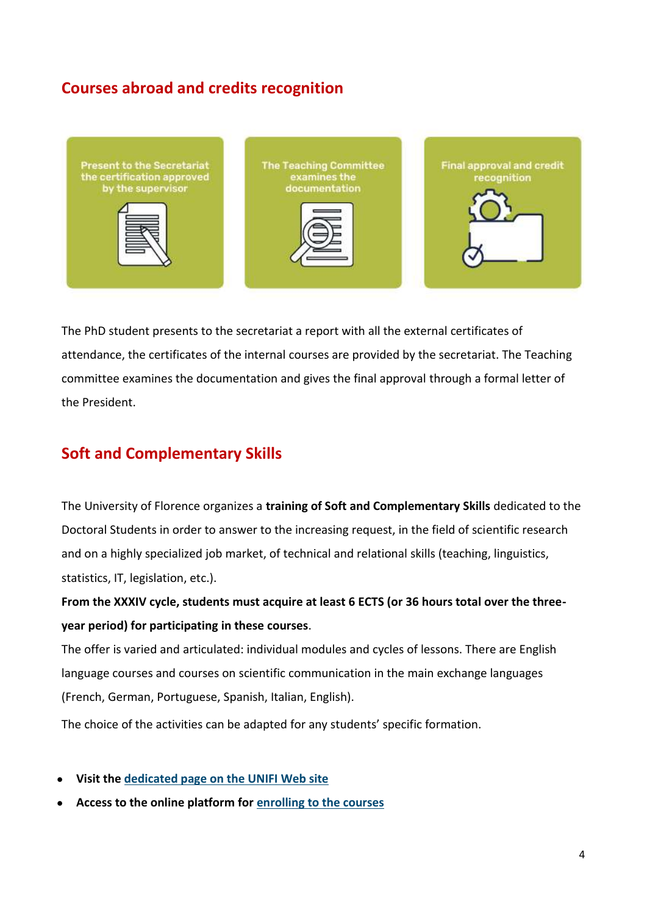## Courses abroad and credits recognition

Present to the Secretariat the certification approved by the supervisor

The Teaching Committee examines the documentation

Final approval and credit recognition

The PhD student presents to the secretariat a report with all the external certificates of attendance, the certificates of the internal courses are provided by the secretariat. The Teaching committee examines the documentation and gives the final approval through a formal letter of the President.

## Soft and Complementary Skills

The University of Florence organizes a **training of Soft and Complementary Skills** dedicated to the Doctoral Students in order to answer to the increasing request, in the field of scientific research and on a highly specialized job market, of technical and relational skills (teaching, linguistics, statistics, IT, legislation, etc.).

**From the XXXIV cycle, students must acquire at least 6 ECTS (or 36 hours total over the three-year period) for participating in these courses**.

The offer is varied and articulated: individual modules and cycles of lessons. There are English language courses and courses on scientific communication in the main exchange languages (French, German, Portuguese, Spanish, Italian, English).

The choice of the activities can be adapted for any students' specific formation.

- **Visit the dedicated page on the UNIFI Web site**
- **Access to the online platform for enrolling to the courses**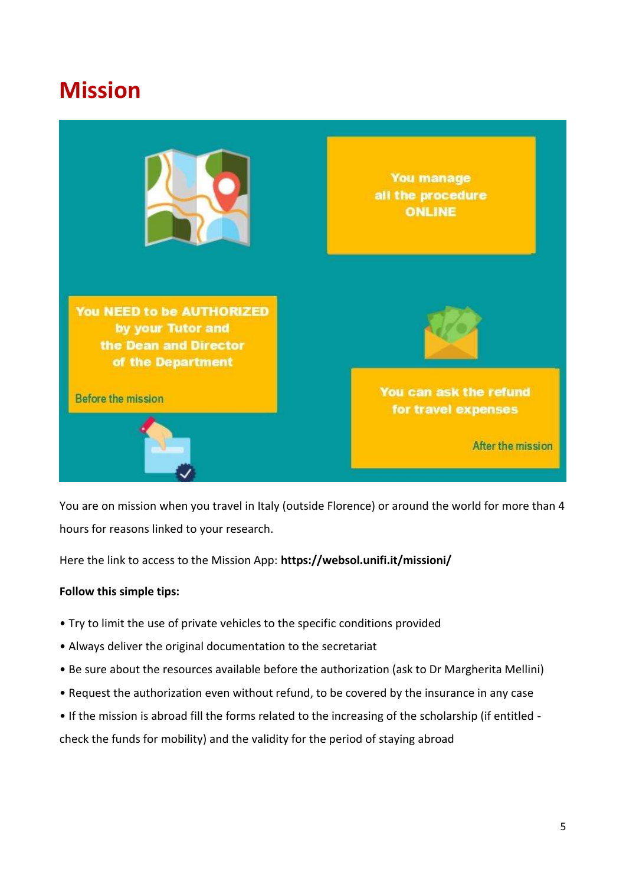# Mission

You manage all the procedure ONLINE

You NEED to be AUTHORIZED by your Tutor and the Dean and Director of the Department

Before the mission

You can ask the refund for travel expenses

After the mission

You are on mission when you travel in Italy (outside Florence) or around the world for more than 4 hours for reasons linked to your research.

Here the link to access to the Mission App: **https://websol.unifi.it/missioni/**

**Follow this simple tips:**

- Try to limit the use of private vehicles to the specific conditions provided
- Always deliver the original documentation to the secretariat
- Be sure about the resources available before the authorization (ask to Dr Margherita Mellini)
- Request the authorization even without refund, to be covered by the insurance in any case
- If the mission is abroad fill the forms related to the increasing of the scholarship (if entitled - check the funds for mobility) and the validity for the period of staying abroad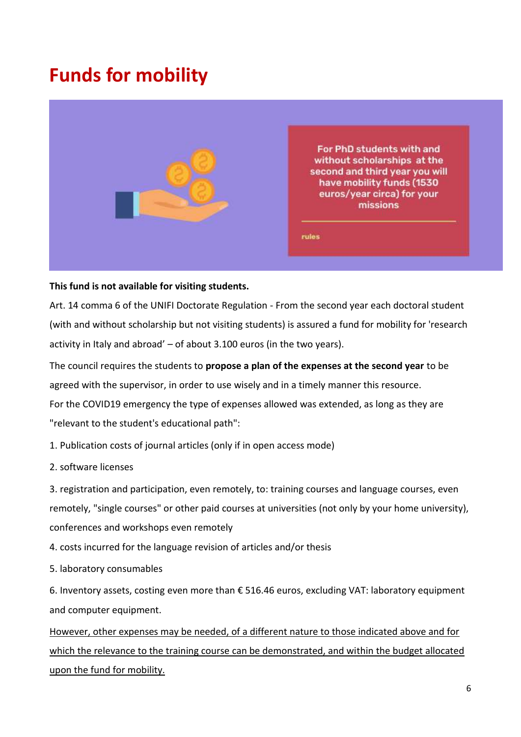# Funds for mobility

For PhD students with and without scholarships at the second and third year you will have mobility funds (1530 euros/year circa) for your missions

rules

**This fund is not available for visiting students.**

Art. 14 comma 6 of the UNIFI Doctorate Regulation - From the second year each doctoral student (with and without scholarship but not visiting students) is assured a fund for mobility for 'research activity in Italy and abroad' – of about 3.100 euros (in the two years).

The council requires the students to **propose a plan of the expenses at the second year** to be agreed with the supervisor, in order to use wisely and in a timely manner this resource.
For the COVID19 emergency the type of expenses allowed was extended, as long as they are "relevant to the student's educational path":

1. Publication costs of journal articles (only if in open access mode)
2. software licenses
3. registration and participation, even remotely, to: training courses and language courses, even remotely, "single courses" or other paid courses at universities (not only by your home university), conferences and workshops even remotely
4. costs incurred for the language revision of articles and/or thesis
5. laboratory consumables
6. Inventory assets, costing even more than € 516.46 euros, excluding VAT: laboratory equipment and computer equipment.

<u>However, other expenses may be needed, of a different nature to those indicated above and for which the relevance to the training course can be demonstrated, and within the budget allocated upon the fund for mobility.</u>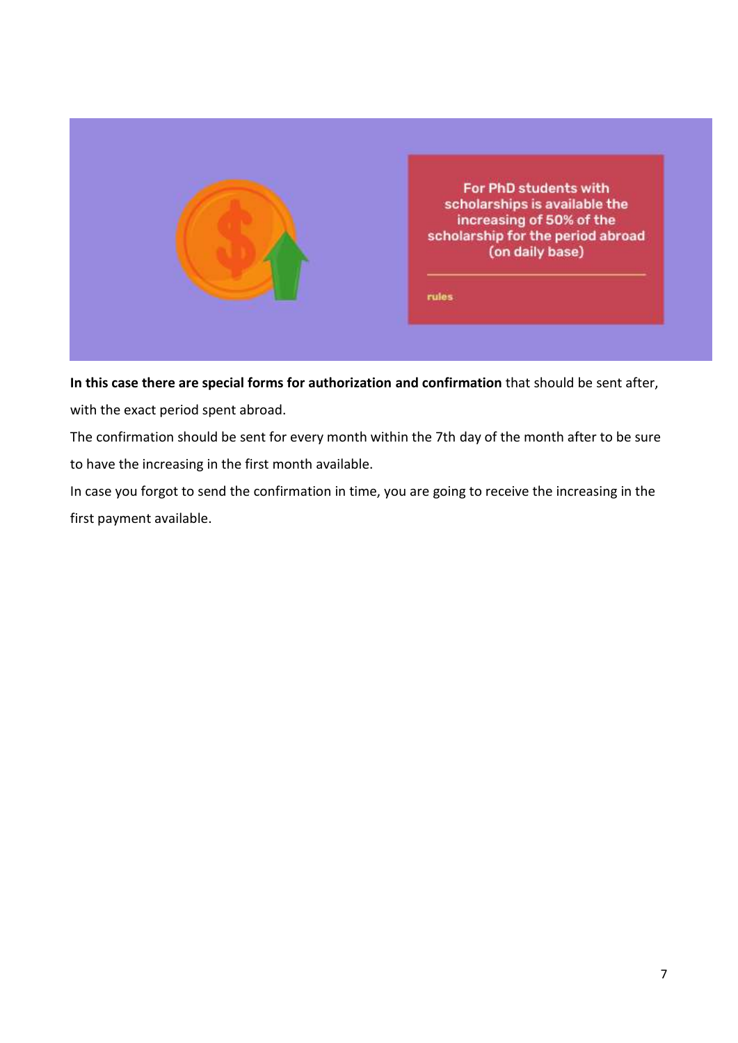For PhD students with scholarships is available the increasing of 50% of the scholarship for the period abroad (on daily base)

rules

**In this case there are special forms for authorization and confirmation** that should be sent after, with the exact period spent abroad.

The confirmation should be sent for every month within the 7th day of the month after to be sure to have the increasing in the first month available.

In case you forgot to send the confirmation in time, you are going to receive the increasing in the first payment available.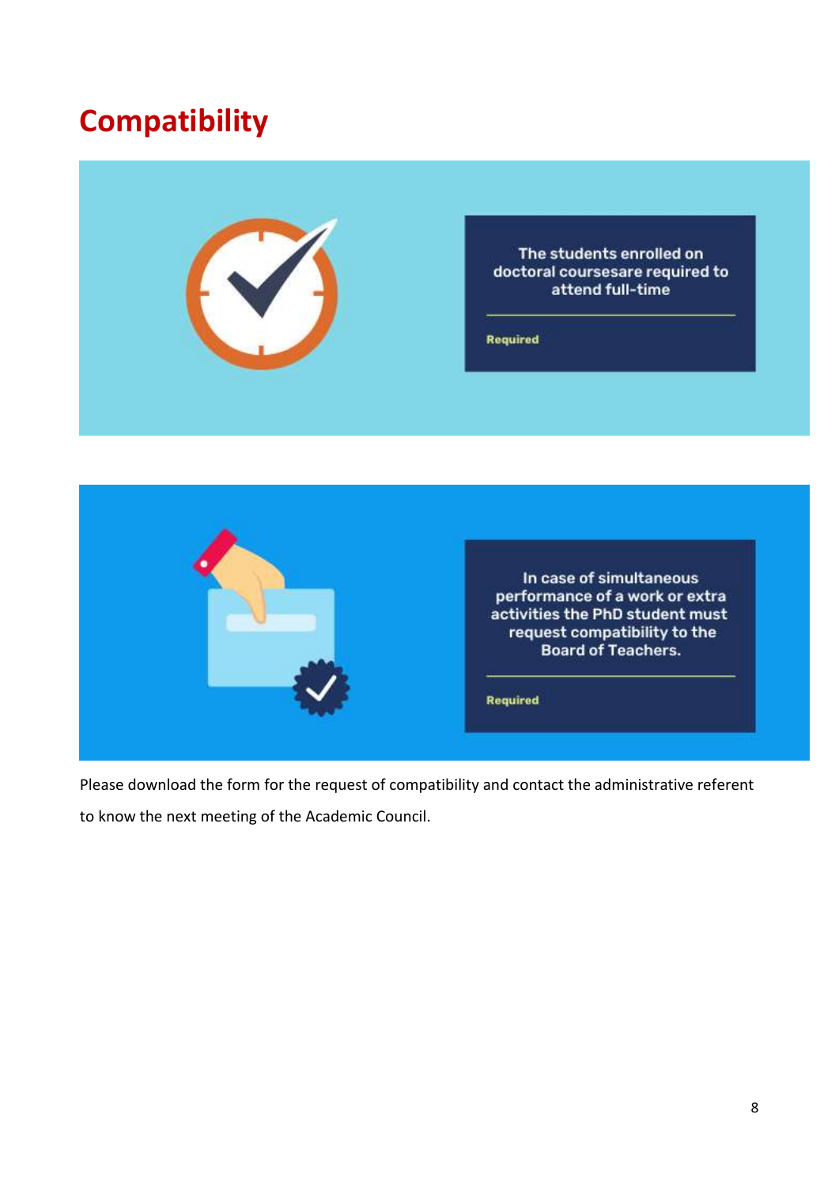# Compatibility

The students enrolled on doctoral coursesare required to attend full-time

Required

In case of simultaneous performance of a work or extra activities the PhD student must request compatibility to the Board of Teachers.

Required

Please download the form for the request of compatibility and contact the administrative referent to know the next meeting of the Academic Council.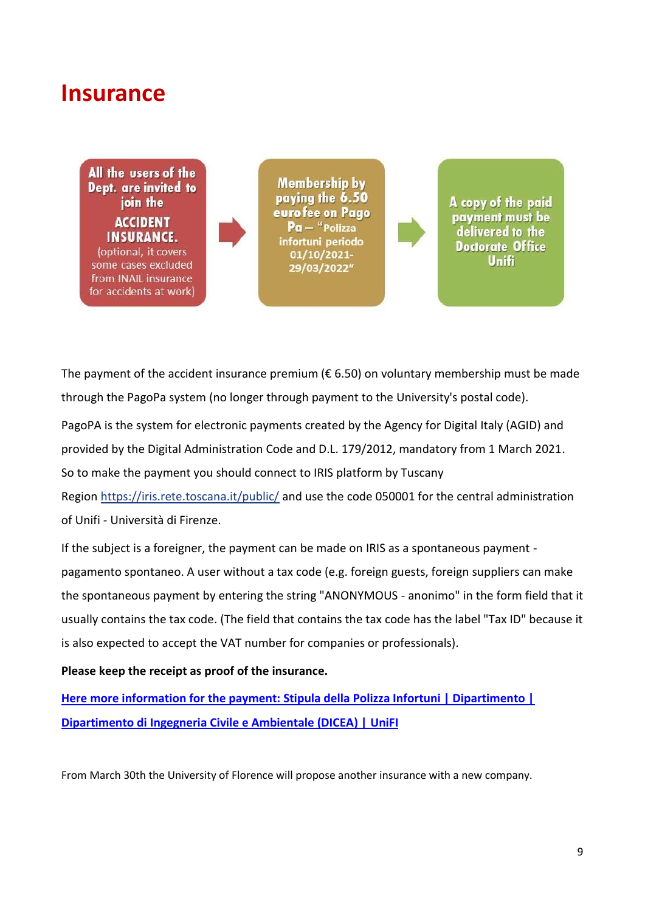# Insurance

**All the users of the Dept. are invited to join the ACCIDENT INSURANCE.** (optional, it covers some cases excluded from INAIL insurance for accidents at work)

**Membership by paying the 6.50 euro fee on Pago Pa – "Polizza infortuni periodo 01/10/2021-29/03/2022"**

**A copy of the paid payment must be delivered to the Doctorate Office Unifi**

The payment of the accident insurance premium (€ 6.50) on voluntary membership must be made through the PagoPa system (no longer through payment to the University's postal code).

PagoPA is the system for electronic payments created by the Agency for Digital Italy (AGID) and provided by the Digital Administration Code and D.L. 179/2012, mandatory from 1 March 2021. So to make the payment you should connect to IRIS platform by Tuscany Region [https://iris.rete.toscana.it/public/](https://iris.rete.toscana.it/public/) and use the code 050001 for the central administration of Unifi - Università di Firenze.

If the subject is a foreigner, the payment can be made on IRIS as a spontaneous payment - pagamento spontaneo. A user without a tax code (e.g. foreign guests, foreign suppliers can make the spontaneous payment by entering the string "ANONYMOUS - anonimo" in the form field that it usually contains the tax code. (The field that contains the tax code has the label "Tax ID" because it is also expected to accept the VAT number for companies or professionals).

**Please keep the receipt as proof of the insurance.**

**[Here more information for the payment: Stipula della Polizza Infortuni | Dipartimento | Dipartimento di Ingegneria Civile e Ambientale (DICEA) | UniFI]()**

From March 30th the University of Florence will propose another insurance with a new company.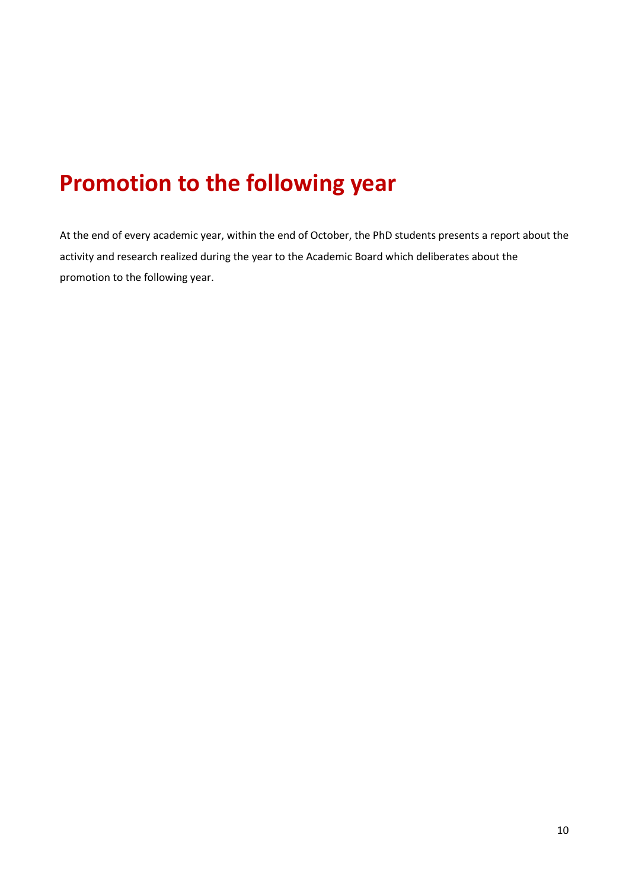# Promotion to the following year

At the end of every academic year, within the end of October, the PhD students presents a report about the activity and research realized during the year to the Academic Board which deliberates about the promotion to the following year.